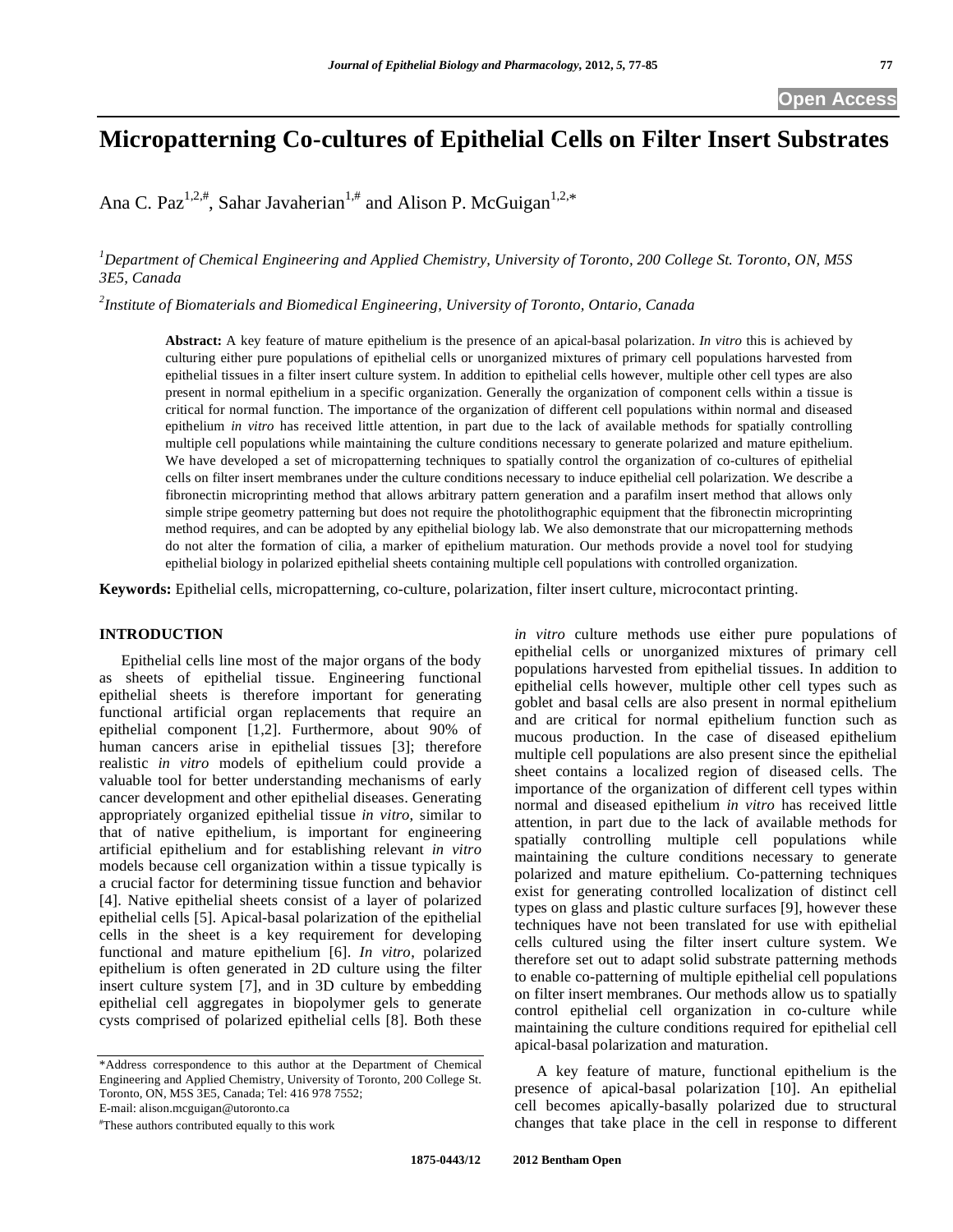Open Access

# Micropatterning Co-cultures of Epithelial Cells on Filter Insert Substrates

Ana C. Paz[1,2,#], Sahar Javaherian[1,#] and Alison P. McGuigan[1,2,*]

[1]*Department of Chemical Engineering and Applied Chemistry, University of Toronto, 200 College St. Toronto, ON, M5S 3E5, Canada*

[2]*Institute of Biomaterials and Biomedical Engineering, University of Toronto, Ontario, Canada*

**Abstract:** A key feature of mature epithelium is the presence of an apical-basal polarization. *In vitro* this is achieved by culturing either pure populations of epithelial cells or unorganized mixtures of primary cell populations harvested from epithelial tissues in a filter insert culture system. In addition to epithelial cells however, multiple other cell types are also present in normal epithelium in a specific organization. Generally the organization of component cells within a tissue is critical for normal function. The importance of the organization of different cell populations within normal and diseased epithelium *in vitro* has received little attention, in part due to the lack of available methods for spatially controlling multiple cell populations while maintaining the culture conditions necessary to generate polarized and mature epithelium. We have developed a set of micropatterning techniques to spatially control the organization of co-cultures of epithelial cells on filter insert membranes under the culture conditions necessary to induce epithelial cell polarization. We describe a fibronectin microprinting method that allows arbitrary pattern generation and a parafilm insert method that allows only simple stripe geometry patterning but does not require the photolithographic equipment that the fibronectin microprinting method requires, and can be adopted by any epithelial biology lab. We also demonstrate that our micropatterning methods do not alter the formation of cilia, a marker of epithelium maturation. Our methods provide a novel tool for studying epithelial biology in polarized epithelial sheets containing multiple cell populations with controlled organization.

**Keywords:** Epithelial cells, micropatterning, co-culture, polarization, filter insert culture, microcontact printing.

## INTRODUCTION

Epithelial cells line most of the major organs of the body as sheets of epithelial tissue. Engineering functional epithelial sheets is therefore important for generating functional artificial organ replacements that require an epithelial component [1,2]. Furthermore, about 90% of human cancers arise in epithelial tissues [3]; therefore realistic *in vitro* models of epithelium could provide a valuable tool for better understanding mechanisms of early cancer development and other epithelial diseases. Generating appropriately organized epithelial tissue *in vitro*, similar to that of native epithelium, is important for engineering artificial epithelium and for establishing relevant *in vitro* models because cell organization within a tissue typically is a crucial factor for determining tissue function and behavior [4]. Native epithelial sheets consist of a layer of polarized epithelial cells [5]. Apical-basal polarization of the epithelial cells in the sheet is a key requirement for developing functional and mature epithelium [6]. *In vitro*, polarized epithelium is often generated in 2D culture using the filter insert culture system [7], and in 3D culture by embedding epithelial cell aggregates in biopolymer gels to generate cysts comprised of polarized epithelial cells [8]. Both these *in vitro* culture methods use either pure populations of epithelial cells or unorganized mixtures of primary cell populations harvested from epithelial tissues. In addition to epithelial cells however, multiple other cell types such as goblet and basal cells are also present in normal epithelium and are critical for normal epithelium function such as mucous production. In the case of diseased epithelium multiple cell populations are also present since the epithelial sheet contains a localized region of diseased cells. The importance of the organization of different cell types within normal and diseased epithelium *in vitro* has received little attention, in part due to the lack of available methods for spatially controlling multiple cell populations while maintaining the culture conditions necessary to generate polarized and mature epithelium. Co-patterning techniques exist for generating controlled localization of distinct cell types on glass and plastic culture surfaces [9], however these techniques have not been translated for use with epithelial cells cultured using the filter insert culture system. We therefore set out to adapt solid substrate patterning methods to enable co-patterning of multiple epithelial cell populations on filter insert membranes. Our methods allow us to spatially control epithelial cell organization in co-culture while maintaining the culture conditions required for epithelial cell apical-basal polarization and maturation.

A key feature of mature, functional epithelium is the presence of apical-basal polarization [10]. An epithelial cell becomes apically-basally polarized due to structural changes that take place in the cell in response to different

*Address correspondence to this author at the Department of Chemical Engineering and Applied Chemistry, University of Toronto, 200 College St. Toronto, ON, M5S 3E5, Canada; Tel: 416 978 7552;
E-mail: alison.mcguigan@utoronto.ca

#These authors contributed equally to this work

1875-0443/12 2012 Bentham Open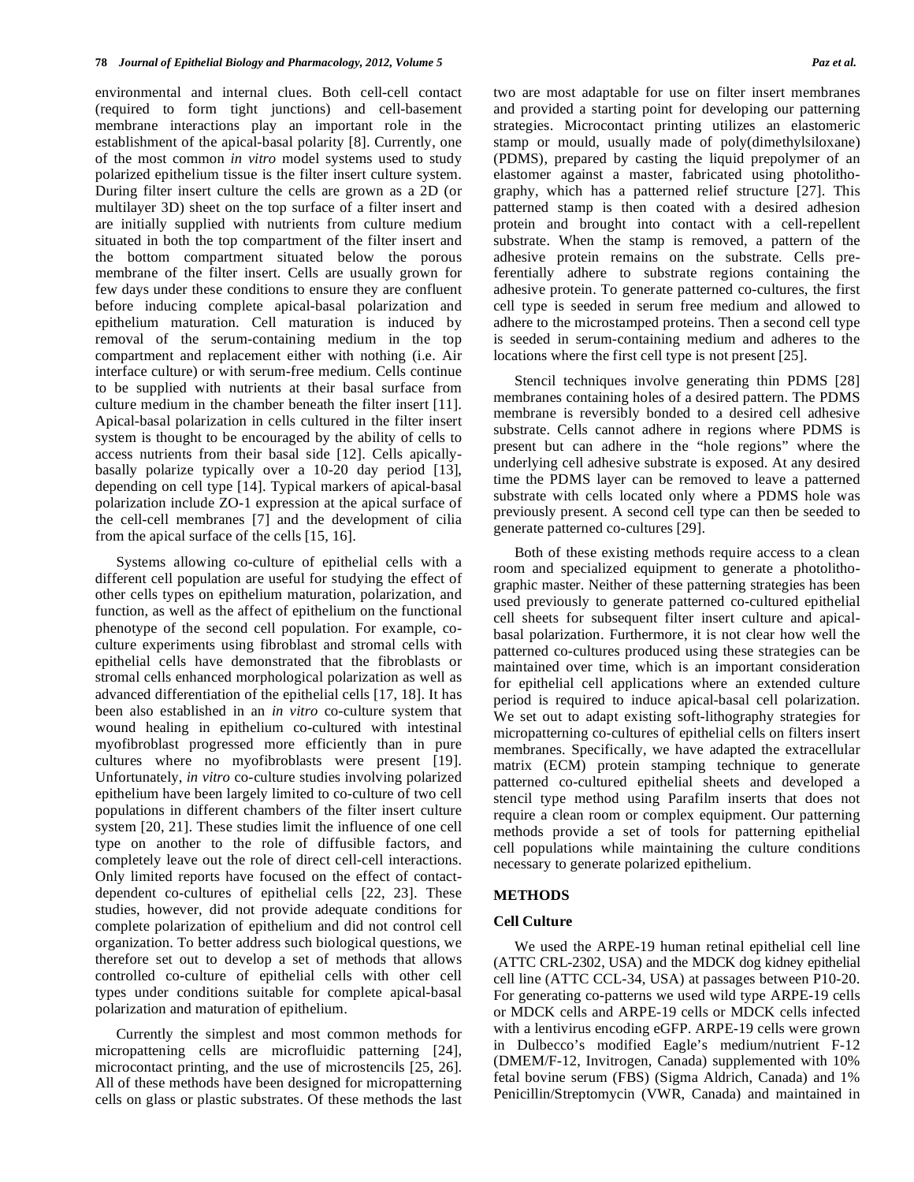environmental and internal clues. Both cell-cell contact (required to form tight junctions) and cell-basement membrane interactions play an important role in the establishment of the apical-basal polarity [8]. Currently, one of the most common *in vitro* model systems used to study polarized epithelium tissue is the filter insert culture system. During filter insert culture the cells are grown as a 2D (or multilayer 3D) sheet on the top surface of a filter insert and are initially supplied with nutrients from culture medium situated in both the top compartment of the filter insert and the bottom compartment situated below the porous membrane of the filter insert. Cells are usually grown for few days under these conditions to ensure they are confluent before inducing complete apical-basal polarization and epithelium maturation. Cell maturation is induced by removal of the serum-containing medium in the top compartment and replacement either with nothing (i.e. Air interface culture) or with serum-free medium. Cells continue to be supplied with nutrients at their basal surface from culture medium in the chamber beneath the filter insert [11]. Apical-basal polarization in cells cultured in the filter insert system is thought to be encouraged by the ability of cells to access nutrients from their basal side [12]. Cells apically-basally polarize typically over a 10-20 day period [13], depending on cell type [14]. Typical markers of apical-basal polarization include ZO-1 expression at the apical surface of the cell-cell membranes [7] and the development of cilia from the apical surface of the cells [15, 16].

Systems allowing co-culture of epithelial cells with a different cell population are useful for studying the effect of other cells types on epithelium maturation, polarization, and function, as well as the affect of epithelium on the functional phenotype of the second cell population. For example, co-culture experiments using fibroblast and stromal cells with epithelial cells have demonstrated that the fibroblasts or stromal cells enhanced morphological polarization as well as advanced differentiation of the epithelial cells [17, 18]. It has been also established in an *in vitro* co-culture system that wound healing in epithelium co-cultured with intestinal myofibroblast progressed more efficiently than in pure cultures where no myofibroblasts were present [19]. Unfortunately, *in vitro* co-culture studies involving polarized epithelium have been largely limited to co-culture of two cell populations in different chambers of the filter insert culture system [20, 21]. These studies limit the influence of one cell type on another to the role of diffusible factors, and completely leave out the role of direct cell-cell interactions. Only limited reports have focused on the effect of contact-dependent co-cultures of epithelial cells [22, 23]. These studies, however, did not provide adequate conditions for complete polarization of epithelium and did not control cell organization. To better address such biological questions, we therefore set out to develop a set of methods that allows controlled co-culture of epithelial cells with other cell types under conditions suitable for complete apical-basal polarization and maturation of epithelium.

Currently the simplest and most common methods for micropattening cells are microfluidic patterning [24], microcontact printing, and the use of microstencils [25, 26]. All of these methods have been designed for micropatterning cells on glass or plastic substrates. Of these methods the last two are most adaptable for use on filter insert membranes and provided a starting point for developing our patterning strategies. Microcontact printing utilizes an elastomeric stamp or mould, usually made of poly(dimethylsiloxane) (PDMS), prepared by casting the liquid prepolymer of an elastomer against a master, fabricated using photolithography, which has a patterned relief structure [27]. This patterned stamp is then coated with a desired adhesion protein and brought into contact with a cell-repellent substrate. When the stamp is removed, a pattern of the adhesive protein remains on the substrate. Cells preferentially adhere to substrate regions containing the adhesive protein. To generate patterned co-cultures, the first cell type is seeded in serum free medium and allowed to adhere to the microstamped proteins. Then a second cell type is seeded in serum-containing medium and adheres to the locations where the first cell type is not present [25].

Stencil techniques involve generating thin PDMS [28] membranes containing holes of a desired pattern. The PDMS membrane is reversibly bonded to a desired cell adhesive substrate. Cells cannot adhere in regions where PDMS is present but can adhere in the "hole regions" where the underlying cell adhesive substrate is exposed. At any desired time the PDMS layer can be removed to leave a patterned substrate with cells located only where a PDMS hole was previously present. A second cell type can then be seeded to generate patterned co-cultures [29].

Both of these existing methods require access to a clean room and specialized equipment to generate a photolithographic master. Neither of these patterning strategies has been used previously to generate patterned co-cultured epithelial cell sheets for subsequent filter insert culture and apical-basal polarization. Furthermore, it is not clear how well the patterned co-cultures produced using these strategies can be maintained over time, which is an important consideration for epithelial cell applications where an extended culture period is required to induce apical-basal cell polarization. We set out to adapt existing soft-lithography strategies for micropatterning co-cultures of epithelial cells on filters insert membranes. Specifically, we have adapted the extracellular matrix (ECM) protein stamping technique to generate patterned co-cultured epithelial sheets and developed a stencil type method using Parafilm inserts that does not require a clean room or complex equipment. Our patterning methods provide a set of tools for patterning epithelial cell populations while maintaining the culture conditions necessary to generate polarized epithelium.

## METHODS

### Cell Culture

We used the ARPE-19 human retinal epithelial cell line (ATTC CRL-2302, USA) and the MDCK dog kidney epithelial cell line (ATTC CCL-34, USA) at passages between P10-20. For generating co-patterns we used wild type ARPE-19 cells or MDCK cells and ARPE-19 cells or MDCK cells infected with a lentivirus encoding eGFP. ARPE-19 cells were grown in Dulbecco's modified Eagle's medium/nutrient F-12 (DMEM/F-12, Invitrogen, Canada) supplemented with 10% fetal bovine serum (FBS) (Sigma Aldrich, Canada) and 1% Penicillin/Streptomycin (VWR, Canada) and maintained in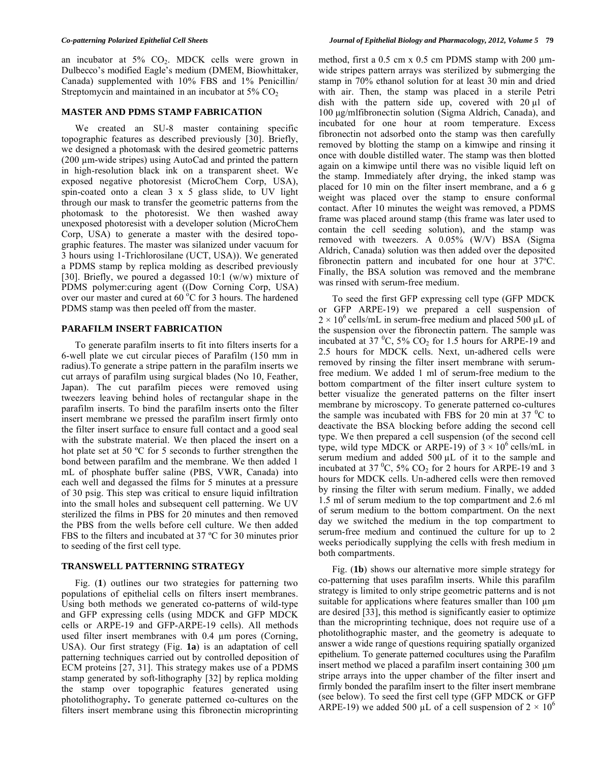an incubator at 5% $CO_2$. MDCK cells were grown in Dulbecco's modified Eagle's medium (DMEM, Biowhittaker, Canada) supplemented with 10% FBS and 1% Penicillin/ Streptomycin and maintained in an incubator at 5% $CO_2$

## MASTER AND PDMS STAMP FABRICATION

We created an SU-8 master containing specific topographic features as described previously [30]. Briefly, we designed a photomask with the desired geometric patterns (200 µm-wide stripes) using AutoCad and printed the pattern in high-resolution black ink on a transparent sheet. We exposed negative photoresist (MicroChem Corp, USA), spin-coated onto a clean 3 x 5 glass slide, to UV light through our mask to transfer the geometric patterns from the photomask to the photoresist. We then washed away unexposed photoresist with a developer solution (MicroChem Corp, USA) to generate a master with the desired topographic features. The master was silanized under vacuum for 3 hours using 1-Trichlorosilane (UCT, USA)). We generated a PDMS stamp by replica molding as described previously [30]. Briefly, we poured a degassed 10:1 (w/w) mixture of PDMS polymer:curing agent ((Dow Corning Corp, USA) over our master and cured at 60 °C for 3 hours. The hardened PDMS stamp was then peeled off from the master.

## PARAFILM INSERT FABRICATION

To generate parafilm inserts to fit into filters inserts for a 6-well plate we cut circular pieces of Parafilm (150 mm in radius).To generate a stripe pattern in the parafilm inserts we cut arrays of parafilm using surgical blades (No 10, Feather, Japan). The cut parafilm pieces were removed using tweezers leaving behind holes of rectangular shape in the parafilm inserts. To bind the parafilm inserts onto the filter insert membrane we pressed the parafilm insert firmly onto the filter insert surface to ensure full contact and a good seal with the substrate material. We then placed the insert on a hot plate set at 50 ºC for 5 seconds to further strengthen the bond between parafilm and the membrane. We then added 1 mL of phosphate buffer saline (PBS, VWR, Canada) into each well and degassed the films for 5 minutes at a pressure of 30 psig. This step was critical to ensure liquid infiltration into the small holes and subsequent cell patterning. We UV sterilized the films in PBS for 20 minutes and then removed the PBS from the wells before cell culture. We then added FBS to the filters and incubated at 37 ºC for 30 minutes prior to seeding of the first cell type.

## TRANSWELL PATTERNING STRATEGY

Fig. (**1**) outlines our two strategies for patterning two populations of epithelial cells on filters insert membranes. Using both methods we generated co-patterns of wild-type and GFP expressing cells (using MDCK and GFP MDCK cells or ARPE-19 and GFP-ARPE-19 cells). All methods used filter insert membranes with 0.4 µm pores (Corning, USA). Our first strategy (Fig. **1a**) is an adaptation of cell patterning techniques carried out by controlled deposition of ECM proteins [27, 31]. This strategy makes use of a PDMS stamp generated by soft-lithography [32] by replica molding the stamp over topographic features generated using photolithography**.** To generate patterned co-cultures on the filters insert membrane using this fibronectin microprinting method, first a 0.5 cm x 0.5 cm PDMS stamp with 200 µm-wide stripes pattern arrays was sterilized by submerging the stamp in 70% ethanol solution for at least 30 min and dried with air. Then, the stamp was placed in a sterile Petri dish with the pattern side up, covered with 20 µl of 100 µg/mlfibronectin solution (Sigma Aldrich, Canada), and incubated for one hour at room temperature. Excess fibronectin not adsorbed onto the stamp was then carefully removed by blotting the stamp on a kimwipe and rinsing it once with double distilled water. The stamp was then blotted again on a kimwipe until there was no visible liquid left on the stamp. Immediately after drying, the inked stamp was placed for 10 min on the filter insert membrane, and a 6 g weight was placed over the stamp to ensure conformal contact. After 10 minutes the weight was removed, a PDMS frame was placed around stamp (this frame was later used to contain the cell seeding solution), and the stamp was removed with tweezers. A 0.05% (W/V) BSA (Sigma Aldrich, Canada) solution was then added over the deposited fibronectin pattern and incubated for one hour at 37ºC. Finally, the BSA solution was removed and the membrane was rinsed with serum-free medium.

To seed the first GFP expressing cell type (GFP MDCK or GFP ARPE-19) we prepared a cell suspension of $2 \times 10^6$ cells/mL in serum-free medium and placed 500 µL of the suspension over the fibronectin pattern. The sample was incubated at 37 °C, 5% $CO_2$ for 1.5 hours for ARPE-19 and 2.5 hours for MDCK cells. Next, un-adhered cells were removed by rinsing the filter insert membrane with serum-free medium. We added 1 ml of serum-free medium to the bottom compartment of the filter insert culture system to better visualize the generated patterns on the filter insert membrane by microscopy. To generate patterned co-cultures the sample was incubated with FBS for 20 min at 37 °C to deactivate the BSA blocking before adding the second cell type. We then prepared a cell suspension (of the second cell type, wild type MDCK or ARPE-19) of $3 \times 10^6$ cells/mL in serum medium and added 500 µL of it to the sample and incubated at 37 °C, 5% $CO_2$ for 2 hours for ARPE-19 and 3 hours for MDCK cells. Un-adhered cells were then removed by rinsing the filter with serum medium. Finally, we added 1.5 ml of serum medium to the top compartment and 2.6 ml of serum medium to the bottom compartment. On the next day we switched the medium in the top compartment to serum-free medium and continued the culture for up to 2 weeks periodically supplying the cells with fresh medium in both compartments.

Fig. (**1b**) shows our alternative more simple strategy for co-patterning that uses parafilm inserts. While this parafilm strategy is limited to only stripe geometric patterns and is not suitable for applications where features smaller than 100 µm are desired [33], this method is significantly easier to optimize than the microprinting technique, does not require use of a photolithographic master, and the geometry is adequate to answer a wide range of questions requiring spatially organized epithelium. To generate patterned cocultures using the Parafilm insert method we placed a parafilm insert containing 300 µm stripe arrays into the upper chamber of the filter insert and firmly bonded the parafilm insert to the filter insert membrane (see below). To seed the first cell type (GFP MDCK or GFP ARPE-19) we added 500 µL of a cell suspension of $2 \times 10^6$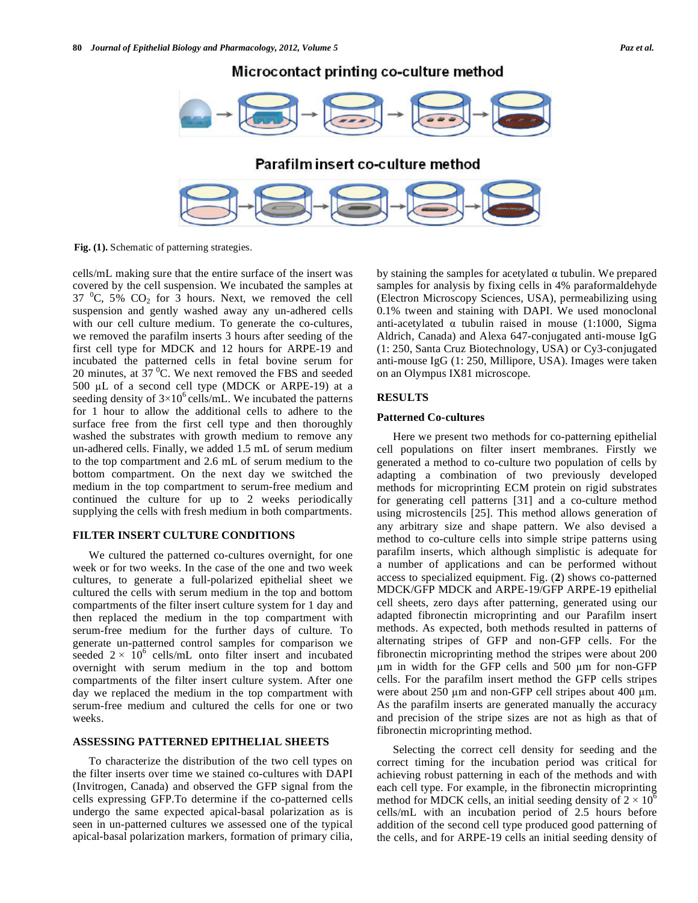Microcontact printing co-culture method

Parafilm insert co-culture method

**Fig. (1).** Schematic of patterning strategies.

cells/mL making sure that the entire surface of the insert was covered by the cell suspension. We incubated the samples at 37 $^0$C, 5% $CO_2$ for 3 hours. Next, we removed the cell suspension and gently washed away any un-adhered cells with our cell culture medium. To generate the co-cultures, we removed the parafilm inserts 3 hours after seeding of the first cell type for MDCK and 12 hours for ARPE-19 and incubated the patterned cells in fetal bovine serum for 20 minutes, at 37 $^0$C. We next removed the FBS and seeded 500 µL of a second cell type (MDCK or ARPE-19) at a seeding density of $3 \times 10^6$ cells/mL. We incubated the patterns for 1 hour to allow the additional cells to adhere to the surface free from the first cell type and then thoroughly washed the substrates with growth medium to remove any un-adhered cells. Finally, we added 1.5 mL of serum medium to the top compartment and 2.6 mL of serum medium to the bottom compartment. On the next day we switched the medium in the top compartment to serum-free medium and continued the culture for up to 2 weeks periodically supplying the cells with fresh medium in both compartments.

## FILTER INSERT CULTURE CONDITIONS

We cultured the patterned co-cultures overnight, for one week or for two weeks. In the case of the one and two week cultures, to generate a full-polarized epithelial sheet we cultured the cells with serum medium in the top and bottom compartments of the filter insert culture system for 1 day and then replaced the medium in the top compartment with serum-free medium for the further days of culture. To generate un-patterned control samples for comparison we seeded $2 \times 10^6$ cells/mL onto filter insert and incubated overnight with serum medium in the top and bottom compartments of the filter insert culture system. After one day we replaced the medium in the top compartment with serum-free medium and cultured the cells for one or two weeks.

## ASSESSING PATTERNED EPITHELIAL SHEETS

To characterize the distribution of the two cell types on the filter inserts over time we stained co-cultures with DAPI (Invitrogen, Canada) and observed the GFP signal from the cells expressing GFP.To determine if the co-patterned cells undergo the same expected apical-basal polarization as is seen in un-patterned cultures we assessed one of the typical apical-basal polarization markers, formation of primary cilia, by staining the samples for acetylated α tubulin. We prepared samples for analysis by fixing cells in 4% paraformaldehyde (Electron Microscopy Sciences, USA), permeabilizing using 0.1% tween and staining with DAPI. We used monoclonal anti-acetylated α tubulin raised in mouse (1:1000, Sigma Aldrich, Canada) and Alexa 647-conjugated anti-mouse IgG (1: 250, Santa Cruz Biotechnology, USA) or Cy3-conjugated anti-mouse IgG (1: 250, Millipore, USA). Images were taken on an Olympus IX81 microscope.

## RESULTS

### Patterned Co-cultures

Here we present two methods for co-patterning epithelial cell populations on filter insert membranes. Firstly we generated a method to co-culture two population of cells by adapting a combination of two previously developed methods for microprinting ECM protein on rigid substrates for generating cell patterns [31] and a co-culture method using microstencils [25]. This method allows generation of any arbitrary size and shape pattern. We also devised a method to co-culture cells into simple stripe patterns using parafilm inserts, which although simplistic is adequate for a number of applications and can be performed without access to specialized equipment. Fig. (**2**) shows co-patterned MDCK/GFP MDCK and ARPE-19/GFP ARPE-19 epithelial cell sheets, zero days after patterning, generated using our adapted fibronectin microprinting and our Parafilm insert methods. As expected, both methods resulted in patterns of alternating stripes of GFP and non-GFP cells. For the fibronectin microprinting method the stripes were about 200 µm in width for the GFP cells and 500 µm for non-GFP cells. For the parafilm insert method the GFP cells stripes were about 250 µm and non-GFP cell stripes about 400 µm. As the parafilm inserts are generated manually the accuracy and precision of the stripe sizes are not as high as that of fibronectin microprinting method.

Selecting the correct cell density for seeding and the correct timing for the incubation period was critical for achieving robust patterning in each of the methods and with each cell type. For example, in the fibronectin microprinting method for MDCK cells, an initial seeding density of $2 \times 10^6$ cells/mL with an incubation period of 2.5 hours before addition of the second cell type produced good patterning of the cells, and for ARPE-19 cells an initial seeding density of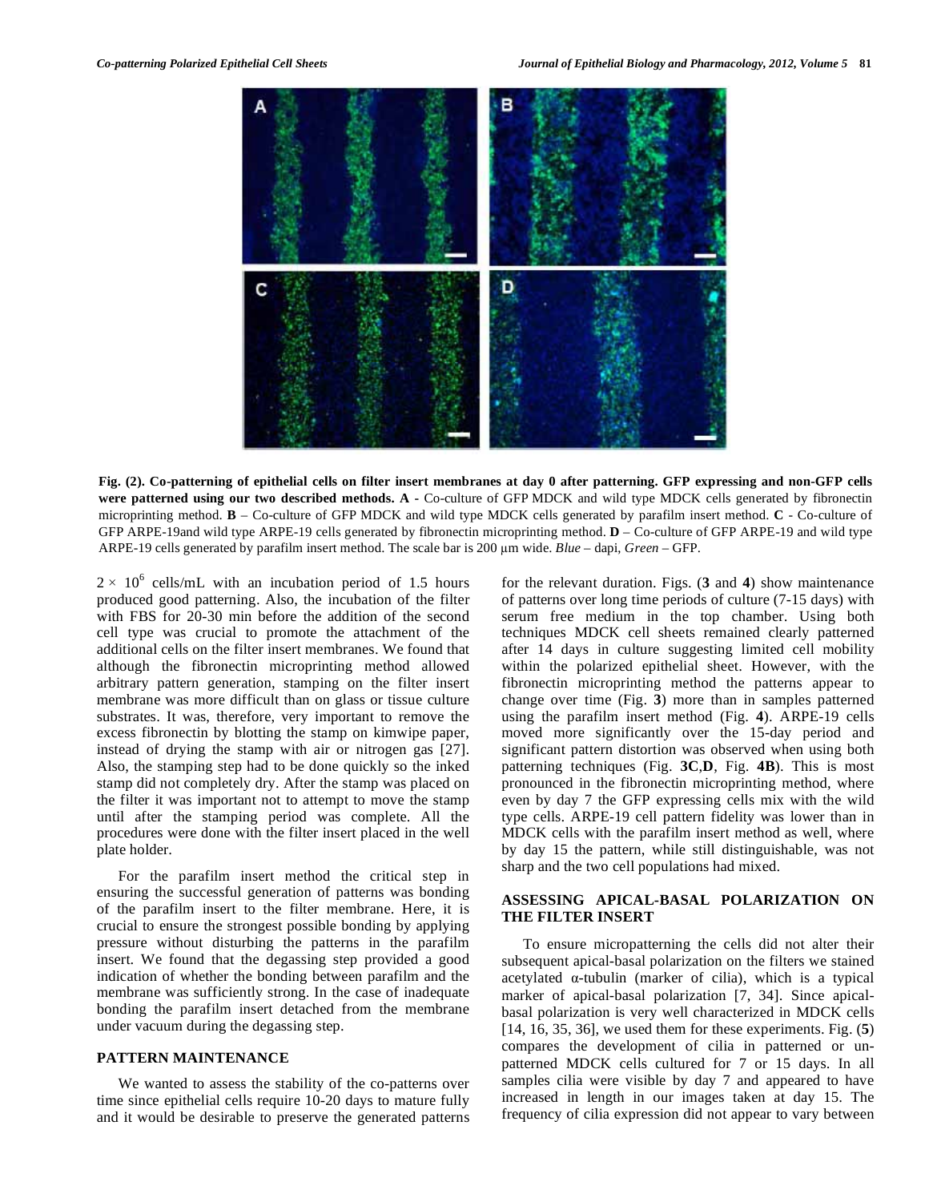**Fig. (2). Co-patterning of epithelial cells on filter insert membranes at day 0 after patterning. GFP expressing and non-GFP cells were patterned using our two described methods. A -** Co-culture of GFP MDCK and wild type MDCK cells generated by fibronectin microprinting method. **B** – Co-culture of GFP MDCK and wild type MDCK cells generated by parafilm insert method. **C** - Co-culture of GFP ARPE-19and wild type ARPE-19 cells generated by fibronectin microprinting method. **D** – Co-culture of GFP ARPE-19 and wild type ARPE-19 cells generated by parafilm insert method. The scale bar is 200 μm wide. *Blue* – dapi, *Green* – GFP.

$2 \times 10^6$ cells/mL with an incubation period of 1.5 hours produced good patterning. Also, the incubation of the filter with FBS for 20-30 min before the addition of the second cell type was crucial to promote the attachment of the additional cells on the filter insert membranes. We found that although the fibronectin microprinting method allowed arbitrary pattern generation, stamping on the filter insert membrane was more difficult than on glass or tissue culture substrates. It was, therefore, very important to remove the excess fibronectin by blotting the stamp on kimwipe paper, instead of drying the stamp with air or nitrogen gas [27]. Also, the stamping step had to be done quickly so the inked stamp did not completely dry. After the stamp was placed on the filter it was important not to attempt to move the stamp until after the stamping period was complete. All the procedures were done with the filter insert placed in the well plate holder.

For the parafilm insert method the critical step in ensuring the successful generation of patterns was bonding of the parafilm insert to the filter membrane. Here, it is crucial to ensure the strongest possible bonding by applying pressure without disturbing the patterns in the parafilm insert. We found that the degassing step provided a good indication of whether the bonding between parafilm and the membrane was sufficiently strong. In the case of inadequate bonding the parafilm insert detached from the membrane under vacuum during the degassing step.

## PATTERN MAINTENANCE

We wanted to assess the stability of the co-patterns over time since epithelial cells require 10-20 days to mature fully and it would be desirable to preserve the generated patterns for the relevant duration. Figs. (**3** and **4**) show maintenance of patterns over long time periods of culture (7-15 days) with serum free medium in the top chamber. Using both techniques MDCK cell sheets remained clearly patterned after 14 days in culture suggesting limited cell mobility within the polarized epithelial sheet. However, with the fibronectin microprinting method the patterns appear to change over time (Fig. **3**) more than in samples patterned using the parafilm insert method (Fig. **4**). ARPE-19 cells moved more significantly over the 15-day period and significant pattern distortion was observed when using both patterning techniques (Fig. **3C**,**D**, Fig. **4B**). This is most pronounced in the fibronectin microprinting method, where even by day 7 the GFP expressing cells mix with the wild type cells. ARPE-19 cell pattern fidelity was lower than in MDCK cells with the parafilm insert method as well, where by day 15 the pattern, while still distinguishable, was not sharp and the two cell populations had mixed.

## ASSESSING APICAL-BASAL POLARIZATION ON THE FILTER INSERT

To ensure micropatterning the cells did not alter their subsequent apical-basal polarization on the filters we stained acetylated α-tubulin (marker of cilia), which is a typical marker of apical-basal polarization [7, 34]. Since apical-basal polarization is very well characterized in MDCK cells [14, 16, 35, 36], we used them for these experiments. Fig. (**5**) compares the development of cilia in patterned or un-patterned MDCK cells cultured for 7 or 15 days. In all samples cilia were visible by day 7 and appeared to have increased in length in our images taken at day 15. The frequency of cilia expression did not appear to vary between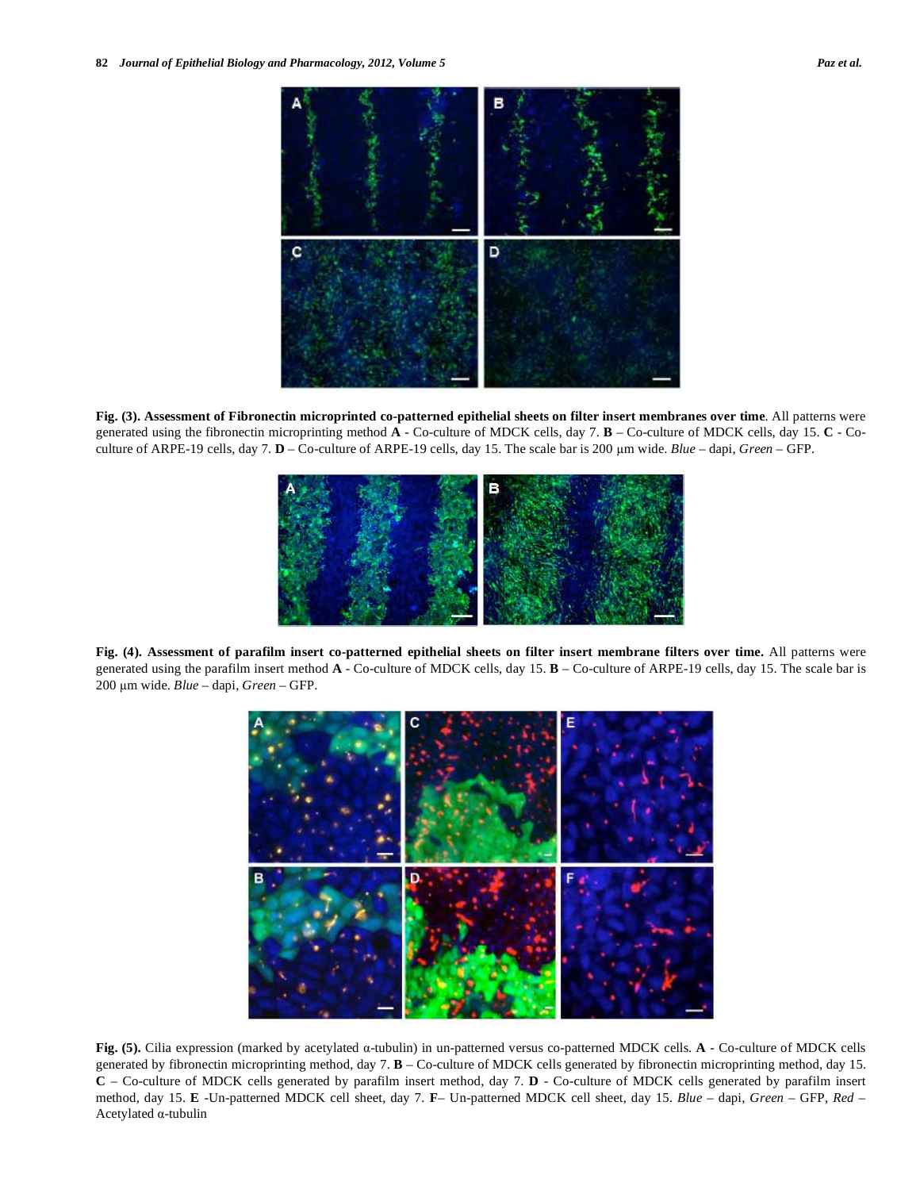**Fig. (3). Assessment of Fibronectin microprinted co-patterned epithelial sheets on filter insert membranes over time**. All patterns were generated using the fibronectin microprinting method **A** - Co-culture of MDCK cells, day 7. **B** – Co-culture of MDCK cells, day 15. **C** - Co-culture of ARPE-19 cells, day 7. **D** – Co-culture of ARPE-19 cells, day 15. The scale bar is 200 μm wide. *Blue* – dapi, *Green* – GFP.

**Fig. (4). Assessment of parafilm insert co-patterned epithelial sheets on filter insert membrane filters over time.** All patterns were generated using the parafilm insert method **A** - Co-culture of MDCK cells, day 15. **B** – Co-culture of ARPE-19 cells, day 15. The scale bar is 200 μm wide. *Blue* – dapi, *Green* – GFP.

**Fig. (5).** Cilia expression (marked by acetylated α-tubulin) in un-patterned versus co-patterned MDCK cells. **A** - Co-culture of MDCK cells generated by fibronectin microprinting method, day 7. **B** – Co-culture of MDCK cells generated by fibronectin microprinting method, day 15. **C** – Co-culture of MDCK cells generated by parafilm insert method, day 7. **D** - Co-culture of MDCK cells generated by parafilm insert method, day 15. **E** -Un-patterned MDCK cell sheet, day 7. **F**– Un-patterned MDCK cell sheet, day 15. *Blue* – dapi, *Green* – GFP, *Red* – Acetylated α-tubulin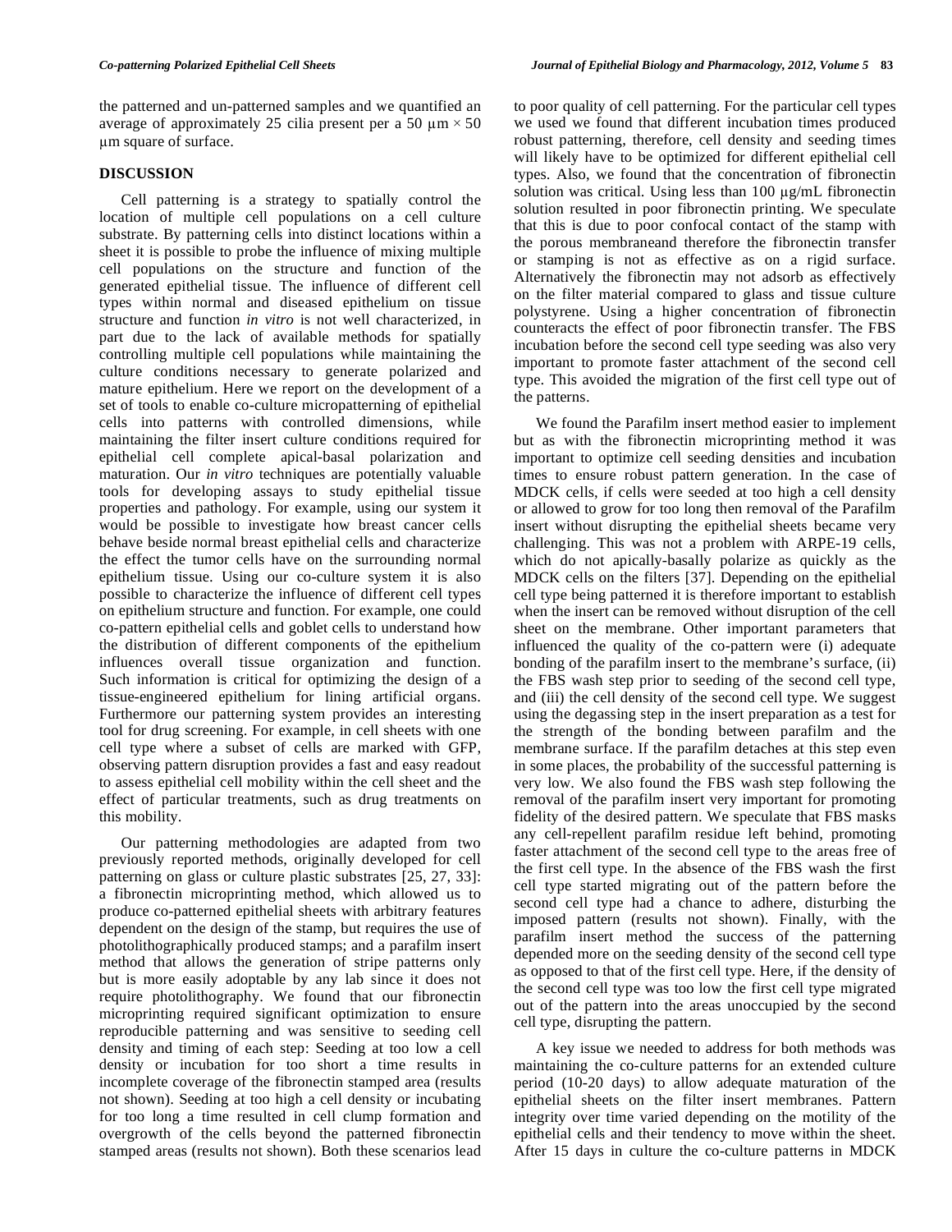the patterned and un-patterned samples and we quantified an average of approximately 25 cilia present per a 50 µm × 50 µm square of surface.

## DISCUSSION

Cell patterning is a strategy to spatially control the location of multiple cell populations on a cell culture substrate. By patterning cells into distinct locations within a sheet it is possible to probe the influence of mixing multiple cell populations on the structure and function of the generated epithelial tissue. The influence of different cell types within normal and diseased epithelium on tissue structure and function *in vitro* is not well characterized, in part due to the lack of available methods for spatially controlling multiple cell populations while maintaining the culture conditions necessary to generate polarized and mature epithelium. Here we report on the development of a set of tools to enable co-culture micropatterning of epithelial cells into patterns with controlled dimensions, while maintaining the filter insert culture conditions required for epithelial cell complete apical-basal polarization and maturation. Our *in vitro* techniques are potentially valuable tools for developing assays to study epithelial tissue properties and pathology. For example, using our system it would be possible to investigate how breast cancer cells behave beside normal breast epithelial cells and characterize the effect the tumor cells have on the surrounding normal epithelium tissue. Using our co-culture system it is also possible to characterize the influence of different cell types on epithelium structure and function. For example, one could co-pattern epithelial cells and goblet cells to understand how the distribution of different components of the epithelium influences overall tissue organization and function. Such information is critical for optimizing the design of a tissue-engineered epithelium for lining artificial organs. Furthermore our patterning system provides an interesting tool for drug screening. For example, in cell sheets with one cell type where a subset of cells are marked with GFP, observing pattern disruption provides a fast and easy readout to assess epithelial cell mobility within the cell sheet and the effect of particular treatments, such as drug treatments on this mobility.

Our patterning methodologies are adapted from two previously reported methods, originally developed for cell patterning on glass or culture plastic substrates [25, 27, 33]: a fibronectin microprinting method, which allowed us to produce co-patterned epithelial sheets with arbitrary features dependent on the design of the stamp, but requires the use of photolithographically produced stamps; and a parafilm insert method that allows the generation of stripe patterns only but is more easily adoptable by any lab since it does not require photolithography. We found that our fibronectin microprinting required significant optimization to ensure reproducible patterning and was sensitive to seeding cell density and timing of each step: Seeding at too low a cell density or incubation for too short a time results in incomplete coverage of the fibronectin stamped area (results not shown). Seeding at too high a cell density or incubating for too long a time resulted in cell clump formation and overgrowth of the cells beyond the patterned fibronectin stamped areas (results not shown). Both these scenarios lead to poor quality of cell patterning. For the particular cell types we used we found that different incubation times produced robust patterning, therefore, cell density and seeding times will likely have to be optimized for different epithelial cell types. Also, we found that the concentration of fibronectin solution was critical. Using less than 100 µg/mL fibronectin solution resulted in poor fibronectin printing. We speculate that this is due to poor confocal contact of the stamp with the porous membraneand therefore the fibronectin transfer or stamping is not as effective as on a rigid surface. Alternatively the fibronectin may not adsorb as effectively on the filter material compared to glass and tissue culture polystyrene. Using a higher concentration of fibronectin counteracts the effect of poor fibronectin transfer. The FBS incubation before the second cell type seeding was also very important to promote faster attachment of the second cell type. This avoided the migration of the first cell type out of the patterns.

We found the Parafilm insert method easier to implement but as with the fibronectin microprinting method it was important to optimize cell seeding densities and incubation times to ensure robust pattern generation. In the case of MDCK cells, if cells were seeded at too high a cell density or allowed to grow for too long then removal of the Parafilm insert without disrupting the epithelial sheets became very challenging. This was not a problem with ARPE-19 cells, which do not apically-basally polarize as quickly as the MDCK cells on the filters [37]. Depending on the epithelial cell type being patterned it is therefore important to establish when the insert can be removed without disruption of the cell sheet on the membrane. Other important parameters that influenced the quality of the co-pattern were (i) adequate bonding of the parafilm insert to the membrane's surface, (ii) the FBS wash step prior to seeding of the second cell type, and (iii) the cell density of the second cell type. We suggest using the degassing step in the insert preparation as a test for the strength of the bonding between parafilm and the membrane surface. If the parafilm detaches at this step even in some places, the probability of the successful patterning is very low. We also found the FBS wash step following the removal of the parafilm insert very important for promoting fidelity of the desired pattern. We speculate that FBS masks any cell-repellent parafilm residue left behind, promoting faster attachment of the second cell type to the areas free of the first cell type. In the absence of the FBS wash the first cell type started migrating out of the pattern before the second cell type had a chance to adhere, disturbing the imposed pattern (results not shown). Finally, with the parafilm insert method the success of the patterning depended more on the seeding density of the second cell type as opposed to that of the first cell type. Here, if the density of the second cell type was too low the first cell type migrated out of the pattern into the areas unoccupied by the second cell type, disrupting the pattern.

A key issue we needed to address for both methods was maintaining the co-culture patterns for an extended culture period (10-20 days) to allow adequate maturation of the epithelial sheets on the filter insert membranes. Pattern integrity over time varied depending on the motility of the epithelial cells and their tendency to move within the sheet. After 15 days in culture the co-culture patterns in MDCK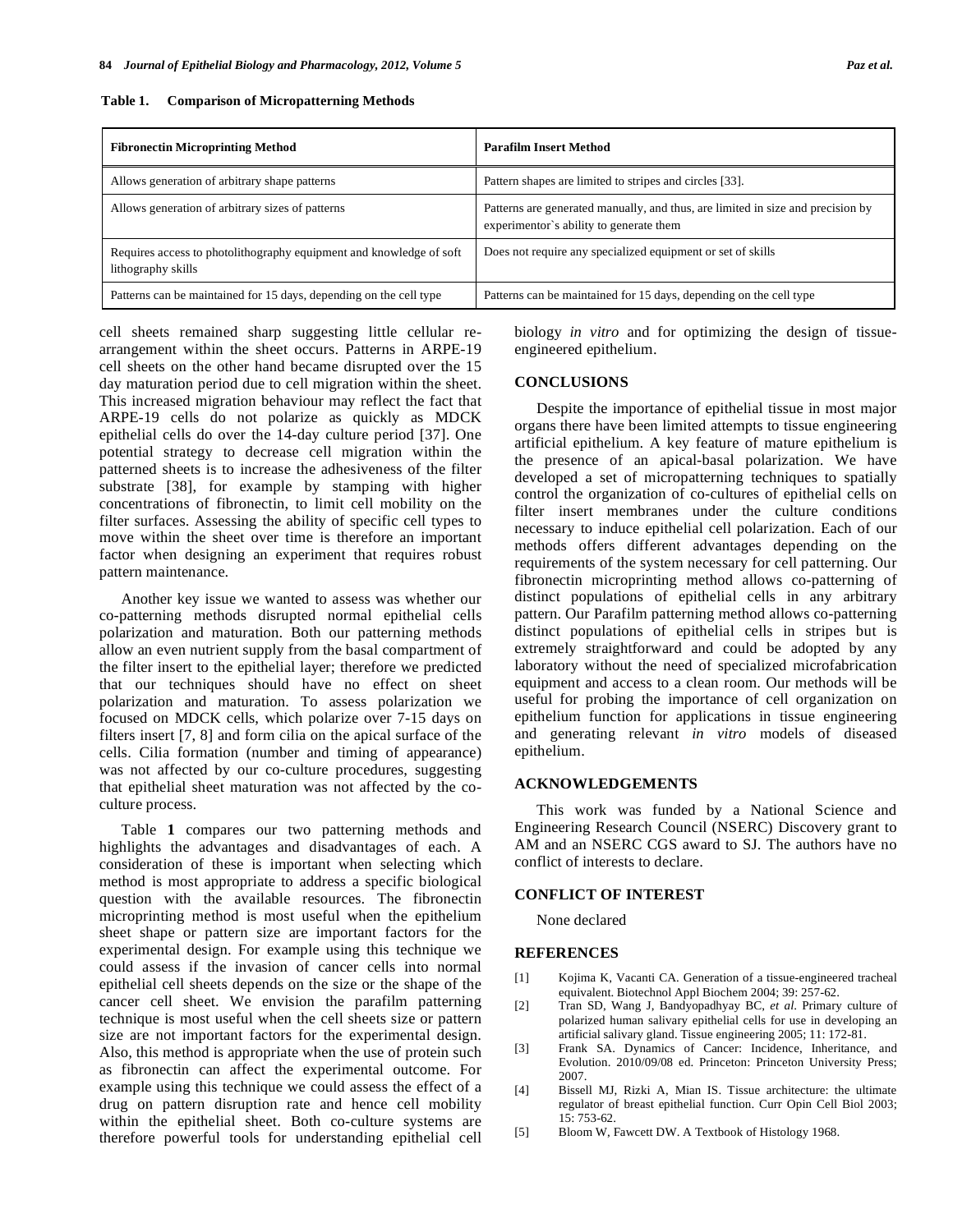**Table 1. Comparison of Micropatterning Methods**

| Fibronectin Microprinting Method | Parafilm Insert Method |
|---|---|
| Allows generation of arbitrary shape patterns | Pattern shapes are limited to stripes and circles [33]. |
| Allows generation of arbitrary sizes of patterns | Patterns are generated manually, and thus, are limited in size and precision by experimentor`s ability to generate them |
| Requires access to photolithography equipment and knowledge of soft lithography skills | Does not require any specialized equipment or set of skills |
| Patterns can be maintained for 15 days, depending on the cell type | Patterns can be maintained for 15 days, depending on the cell type |

cell sheets remained sharp suggesting little cellular re-arrangement within the sheet occurs. Patterns in ARPE-19 cell sheets on the other hand became disrupted over the 15 day maturation period due to cell migration within the sheet. This increased migration behaviour may reflect the fact that ARPE-19 cells do not polarize as quickly as MDCK epithelial cells do over the 14-day culture period [37]. One potential strategy to decrease cell migration within the patterned sheets is to increase the adhesiveness of the filter substrate [38], for example by stamping with higher concentrations of fibronectin, to limit cell mobility on the filter surfaces. Assessing the ability of specific cell types to move within the sheet over time is therefore an important factor when designing an experiment that requires robust pattern maintenance.

Another key issue we wanted to assess was whether our co-patterning methods disrupted normal epithelial cells polarization and maturation. Both our patterning methods allow an even nutrient supply from the basal compartment of the filter insert to the epithelial layer; therefore we predicted that our techniques should have no effect on sheet polarization and maturation. To assess polarization we focused on MDCK cells, which polarize over 7-15 days on filters insert [7, 8] and form cilia on the apical surface of the cells. Cilia formation (number and timing of appearance) was not affected by our co-culture procedures, suggesting that epithelial sheet maturation was not affected by the co-culture process.

Table **1** compares our two patterning methods and highlights the advantages and disadvantages of each. A consideration of these is important when selecting which method is most appropriate to address a specific biological question with the available resources. The fibronectin microprinting method is most useful when the epithelium sheet shape or pattern size are important factors for the experimental design. For example using this technique we could assess if the invasion of cancer cells into normal epithelial cell sheets depends on the size or the shape of the cancer cell sheet. We envision the parafilm patterning technique is most useful when the cell sheets size or pattern size are not important factors for the experimental design. Also, this method is appropriate when the use of protein such as fibronectin can affect the experimental outcome. For example using this technique we could assess the effect of a drug on pattern disruption rate and hence cell mobility within the epithelial sheet. Both co-culture systems are therefore powerful tools for understanding epithelial cell biology *in vitro* and for optimizing the design of tissue-engineered epithelium.

## CONCLUSIONS

Despite the importance of epithelial tissue in most major organs there have been limited attempts to tissue engineering artificial epithelium. A key feature of mature epithelium is the presence of an apical-basal polarization. We have developed a set of micropatterning techniques to spatially control the organization of co-cultures of epithelial cells on filter insert membranes under the culture conditions necessary to induce epithelial cell polarization. Each of our methods offers different advantages depending on the requirements of the system necessary for cell patterning. Our fibronectin microprinting method allows co-patterning of distinct populations of epithelial cells in any arbitrary pattern. Our Parafilm patterning method allows co-patterning distinct populations of epithelial cells in stripes but is extremely straightforward and could be adopted by any laboratory without the need of specialized microfabrication equipment and access to a clean room. Our methods will be useful for probing the importance of cell organization on epithelium function for applications in tissue engineering and generating relevant *in vitro* models of diseased epithelium.

## ACKNOWLEDGEMENTS

This work was funded by a National Science and Engineering Research Council (NSERC) Discovery grant to AM and an NSERC CGS award to SJ. The authors have no conflict of interests to declare.

## CONFLICT OF INTEREST

None declared

## REFERENCES

[1] Kojima K, Vacanti CA. Generation of a tissue-engineered tracheal equivalent. Biotechnol Appl Biochem 2004; 39: 257-62.

[2] Tran SD, Wang J, Bandyopadhyay BC, *et al*. Primary culture of polarized human salivary epithelial cells for use in developing an artificial salivary gland. Tissue engineering 2005; 11: 172-81.

[3] Frank SA. Dynamics of Cancer: Incidence, Inheritance, and Evolution. 2010/09/08 ed. Princeton: Princeton University Press; 2007.

[4] Bissell MJ, Rizki A, Mian IS. Tissue architecture: the ultimate regulator of breast epithelial function. Curr Opin Cell Biol 2003; 15: 753-62.

[5] Bloom W, Fawcett DW. A Textbook of Histology 1968.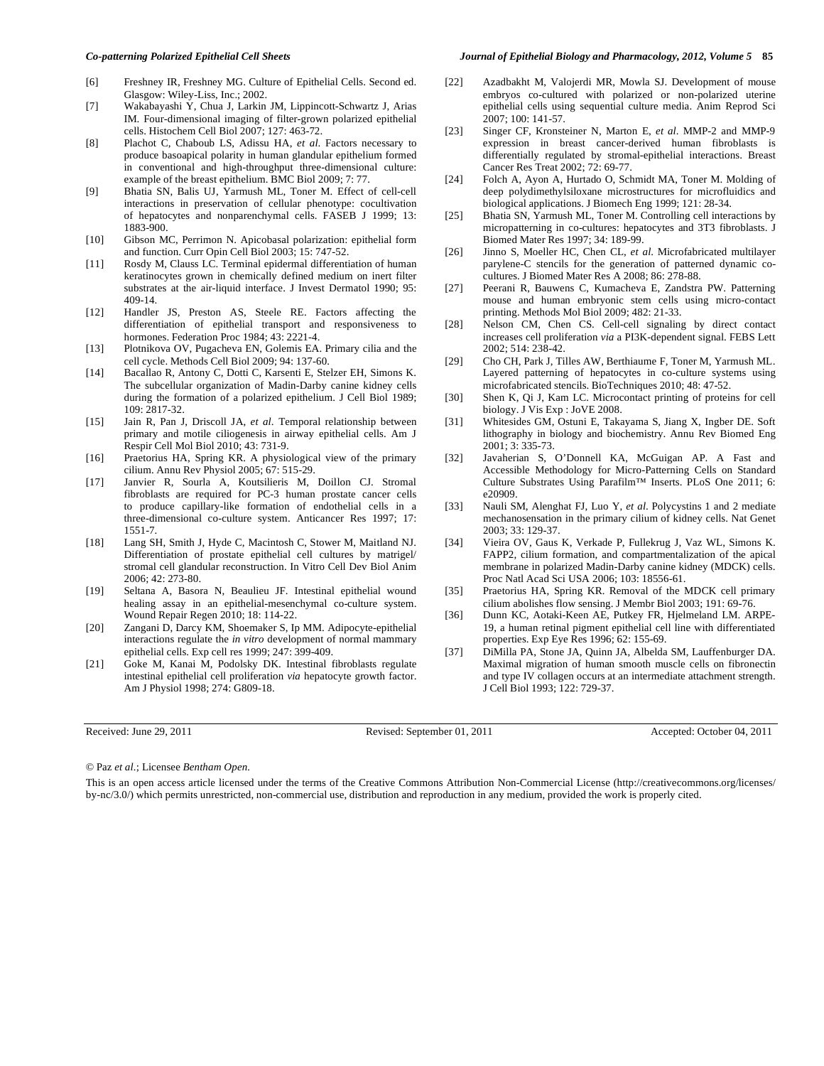[6] Freshney IR, Freshney MG. Culture of Epithelial Cells. Second ed. Glasgow: Wiley-Liss, Inc.; 2002.

[7] Wakabayashi Y, Chua J, Larkin JM, Lippincott-Schwartz J, Arias IM. Four-dimensional imaging of filter-grown polarized epithelial cells. Histochem Cell Biol 2007; 127: 463-72.

[8] Plachot C, Chaboub LS, Adissu HA, *et al.* Factors necessary to produce basoapical polarity in human glandular epithelium formed in conventional and high-throughput three-dimensional culture: example of the breast epithelium. BMC Biol 2009; 7: 77.

[9] Bhatia SN, Balis UJ, Yarmush ML, Toner M. Effect of cell-cell interactions in preservation of cellular phenotype: cocultivation of hepatocytes and nonparenchymal cells. FASEB J 1999; 13: 1883-900.

[10] Gibson MC, Perrimon N. Apicobasal polarization: epithelial form and function. Curr Opin Cell Biol 2003; 15: 747-52.

[11] Rosdy M, Clauss LC. Terminal epidermal differentiation of human keratinocytes grown in chemically defined medium on inert filter substrates at the air-liquid interface. J Invest Dermatol 1990; 95: 409-14.

[12] Handler JS, Preston AS, Steele RE. Factors affecting the differentiation of epithelial transport and responsiveness to hormones. Federation Proc 1984; 43: 2221-4.

[13] Plotnikova OV, Pugacheva EN, Golemis EA. Primary cilia and the cell cycle. Methods Cell Biol 2009; 94: 137-60.

[14] Bacallao R, Antony C, Dotti C, Karsenti E, Stelzer EH, Simons K. The subcellular organization of Madin-Darby canine kidney cells during the formation of a polarized epithelium. J Cell Biol 1989; 109: 2817-32.

[15] Jain R, Pan J, Driscoll JA, *et al.* Temporal relationship between primary and motile ciliogenesis in airway epithelial cells. Am J Respir Cell Mol Biol 2010; 43: 731-9.

[16] Praetorius HA, Spring KR. A physiological view of the primary cilium. Annu Rev Physiol 2005; 67: 515-29.

[17] Janvier R, Sourla A, Koutsilieris M, Doillon CJ. Stromal fibroblasts are required for PC-3 human prostate cancer cells to produce capillary-like formation of endothelial cells in a three-dimensional co-culture system. Anticancer Res 1997; 17: 1551-7.

[18] Lang SH, Smith J, Hyde C, Macintosh C, Stower M, Maitland NJ. Differentiation of prostate epithelial cell cultures by matrigel/ stromal cell glandular reconstruction. In Vitro Cell Dev Biol Anim 2006; 42: 273-80.

[19] Seltana A, Basora N, Beaulieu JF. Intestinal epithelial wound healing assay in an epithelial-mesenchymal co-culture system. Wound Repair Regen 2010; 18: 114-22.

[20] Zangani D, Darcy KM, Shoemaker S, Ip MM. Adipocyte-epithelial interactions regulate the *in vitro* development of normal mammary epithelial cells. Exp Cell res 1999; 247: 399-409.

[21] Goke M, Kanai M, Podolsky DK. Intestinal fibroblasts regulate intestinal epithelial cell proliferation *via* hepatocyte growth factor. Am J Physiol 1998; 274: G809-18.

[22] Azadbakht M, Valojerdi MR, Mowla SJ. Development of mouse embryos co-cultured with polarized or non-polarized uterine epithelial cells using sequential culture media. Anim Reprod Sci 2007; 100: 141-57.

[23] Singer CF, Kronsteiner N, Marton E, *et al.* MMP-2 and MMP-9 expression in breast cancer-derived human fibroblasts is differentially regulated by stromal-epithelial interactions. Breast Cancer Res Treat 2002; 72: 69-77.

[24] Folch A, Ayon A, Hurtado O, Schmidt MA, Toner M. Molding of deep polydimethylsiloxane microstructures for microfluidics and biological applications. J Biomech Eng 1999; 121: 28-34.

[25] Bhatia SN, Yarmush ML, Toner M. Controlling cell interactions by micropatterning in co-cultures: hepatocytes and 3T3 fibroblasts. J Biomed Mater Res 1997; 34: 189-99.

[26] Jinno S, Moeller HC, Chen CL, *et al.* Microfabricated multilayer parylene-C stencils for the generation of patterned dynamic co-cultures. J Biomed Mater Res A 2008; 86: 278-88.

[27] Peerani R, Bauwens C, Kumacheva E, Zandstra PW. Patterning mouse and human embryonic stem cells using micro-contact printing. Methods Mol Biol 2009; 482: 21-33.

[28] Nelson CM, Chen CS. Cell-cell signaling by direct contact increases cell proliferation *via* a PI3K-dependent signal. FEBS Lett 2002; 514: 238-42.

[29] Cho CH, Park J, Tilles AW, Berthiaume F, Toner M, Yarmush ML. Layered patterning of hepatocytes in co-culture systems using microfabricated stencils. BioTechniques 2010; 48: 47-52.

[30] Shen K, Qi J, Kam LC. Microcontact printing of proteins for cell biology. J Vis Exp : JoVE 2008.

[31] Whitesides GM, Ostuni E, Takayama S, Jiang X, Ingber DE. Soft lithography in biology and biochemistry. Annu Rev Biomed Eng 2001; 3: 335-73.

[32] Javaherian S, O'Donnell KA, McGuigan AP. A Fast and Accessible Methodology for Micro-Patterning Cells on Standard Culture Substrates Using Parafilm™ Inserts. PLoS One 2011; 6: e20909.

[33] Nauli SM, Alenghat FJ, Luo Y, *et al.* Polycystins 1 and 2 mediate mechanosensation in the primary cilium of kidney cells. Nat Genet 2003; 33: 129-37.

[34] Vieira OV, Gaus K, Verkade P, Fullekrug J, Vaz WL, Simons K. FAPP2, cilium formation, and compartmentalization of the apical membrane in polarized Madin-Darby canine kidney (MDCK) cells. Proc Natl Acad Sci USA 2006; 103: 18556-61.

[35] Praetorius HA, Spring KR. Removal of the MDCK cell primary cilium abolishes flow sensing. J Membr Biol 2003; 191: 69-76.

[36] Dunn KC, Aotaki-Keen AE, Putkey FR, Hjelmeland LM. ARPE-19, a human retinal pigment epithelial cell line with differentiated properties. Exp Eye Res 1996; 62: 155-69.

[37] DiMilla PA, Stone JA, Quinn JA, Albelda SM, Lauffenburger DA. Maximal migration of human smooth muscle cells on fibronectin and type IV collagen occurs at an intermediate attachment strength. J Cell Biol 1993; 122: 729-37.

Received: June 29, 2011 Revised: September 01, 2011 Accepted: October 04, 2011

© Paz *et al.*; Licensee *Bentham Open.*

This is an open access article licensed under the terms of the Creative Commons Attribution Non-Commercial License (http://creativecommons.org/licenses/by-nc/3.0/) which permits unrestricted, non-commercial use, distribution and reproduction in any medium, provided the work is properly cited.